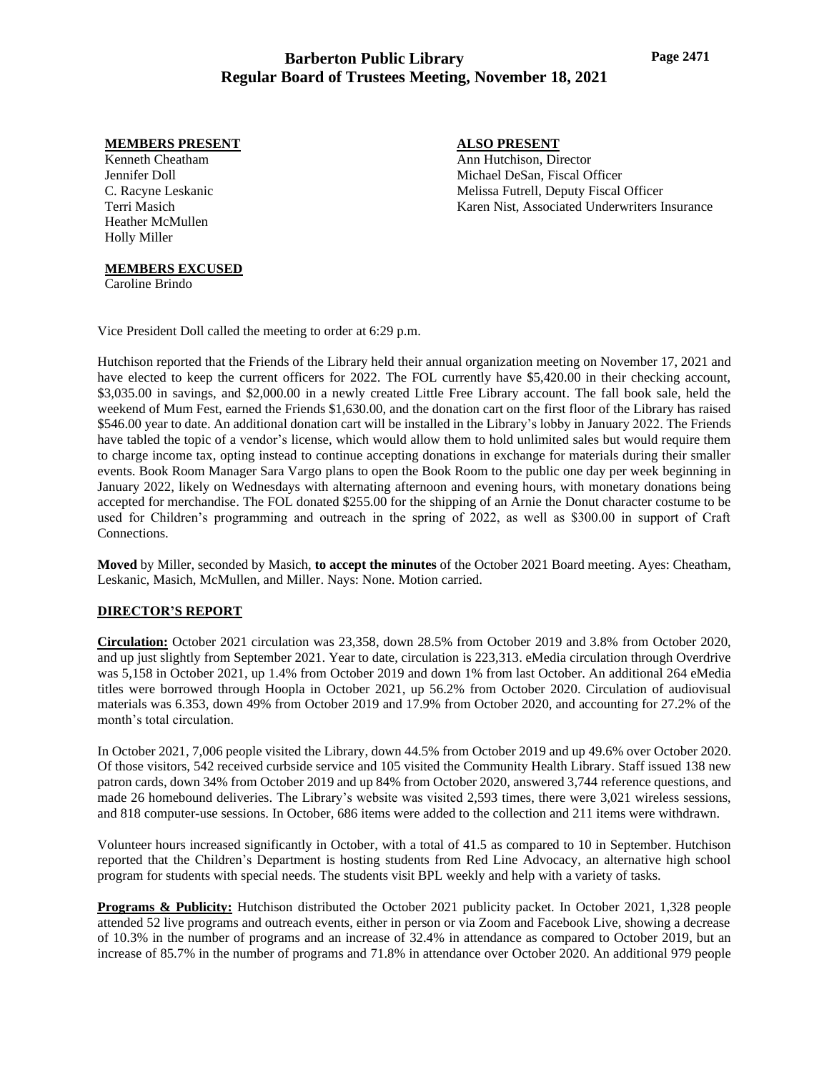# Barberton Public Library
## Regular Board of Trustees Meeting, November 18, 2021

**MEMBERS PRESENT**
Kenneth Cheatham
Jennifer Doll
C. Racyne Leskanic
Terri Masich
Heather McMullen
Holly Miller

**ALSO PRESENT**
Ann Hutchison, Director
Michael DeSan, Fiscal Officer
Melissa Futrell, Deputy Fiscal Officer
Karen Nist, Associated Underwriters Insurance

**MEMBERS EXCUSED**
Caroline Brindo

Vice President Doll called the meeting to order at 6:29 p.m.

Hutchison reported that the Friends of the Library held their annual organization meeting on November 17, 2021 and have elected to keep the current officers for 2022. The FOL currently have $5,420.00 in their checking account, $3,035.00 in savings, and $2,000.00 in a newly created Little Free Library account. The fall book sale, held the weekend of Mum Fest, earned the Friends $1,630.00, and the donation cart on the first floor of the Library has raised $546.00 year to date. An additional donation cart will be installed in the Library's lobby in January 2022. The Friends have tabled the topic of a vendor's license, which would allow them to hold unlimited sales but would require them to charge income tax, opting instead to continue accepting donations in exchange for materials during their smaller events. Book Room Manager Sara Vargo plans to open the Book Room to the public one day per week beginning in January 2022, likely on Wednesdays with alternating afternoon and evening hours, with monetary donations being accepted for merchandise. The FOL donated $255.00 for the shipping of an Arnie the Donut character costume to be used for Children's programming and outreach in the spring of 2022, as well as $300.00 in support of Craft Connections.

**Moved** by Miller, seconded by Masich, **to accept the minutes** of the October 2021 Board meeting. Ayes: Cheatham, Leskanic, Masich, McMullen, and Miller. Nays: None. Motion carried.

## DIRECTOR'S REPORT

**Circulation:** October 2021 circulation was 23,358, down 28.5% from October 2019 and 3.8% from October 2020, and up just slightly from September 2021. Year to date, circulation is 223,313. eMedia circulation through Overdrive was 5,158 in October 2021, up 1.4% from October 2019 and down 1% from last October. An additional 264 eMedia titles were borrowed through Hoopla in October 2021, up 56.2% from October 2020. Circulation of audiovisual materials was 6.353, down 49% from October 2019 and 17.9% from October 2020, and accounting for 27.2% of the month's total circulation.

In October 2021, 7,006 people visited the Library, down 44.5% from October 2019 and up 49.6% over October 2020. Of those visitors, 542 received curbside service and 105 visited the Community Health Library. Staff issued 138 new patron cards, down 34% from October 2019 and up 84% from October 2020, answered 3,744 reference questions, and made 26 homebound deliveries. The Library's website was visited 2,593 times, there were 3,021 wireless sessions, and 818 computer-use sessions. In October, 686 items were added to the collection and 211 items were withdrawn.

Volunteer hours increased significantly in October, with a total of 41.5 as compared to 10 in September. Hutchison reported that the Children's Department is hosting students from Red Line Advocacy, an alternative high school program for students with special needs. The students visit BPL weekly and help with a variety of tasks.

**Programs & Publicity:** Hutchison distributed the October 2021 publicity packet. In October 2021, 1,328 people attended 52 live programs and outreach events, either in person or via Zoom and Facebook Live, showing a decrease of 10.3% in the number of programs and an increase of 32.4% in attendance as compared to October 2019, but an increase of 85.7% in the number of programs and 71.8% in attendance over October 2020. An additional 979 people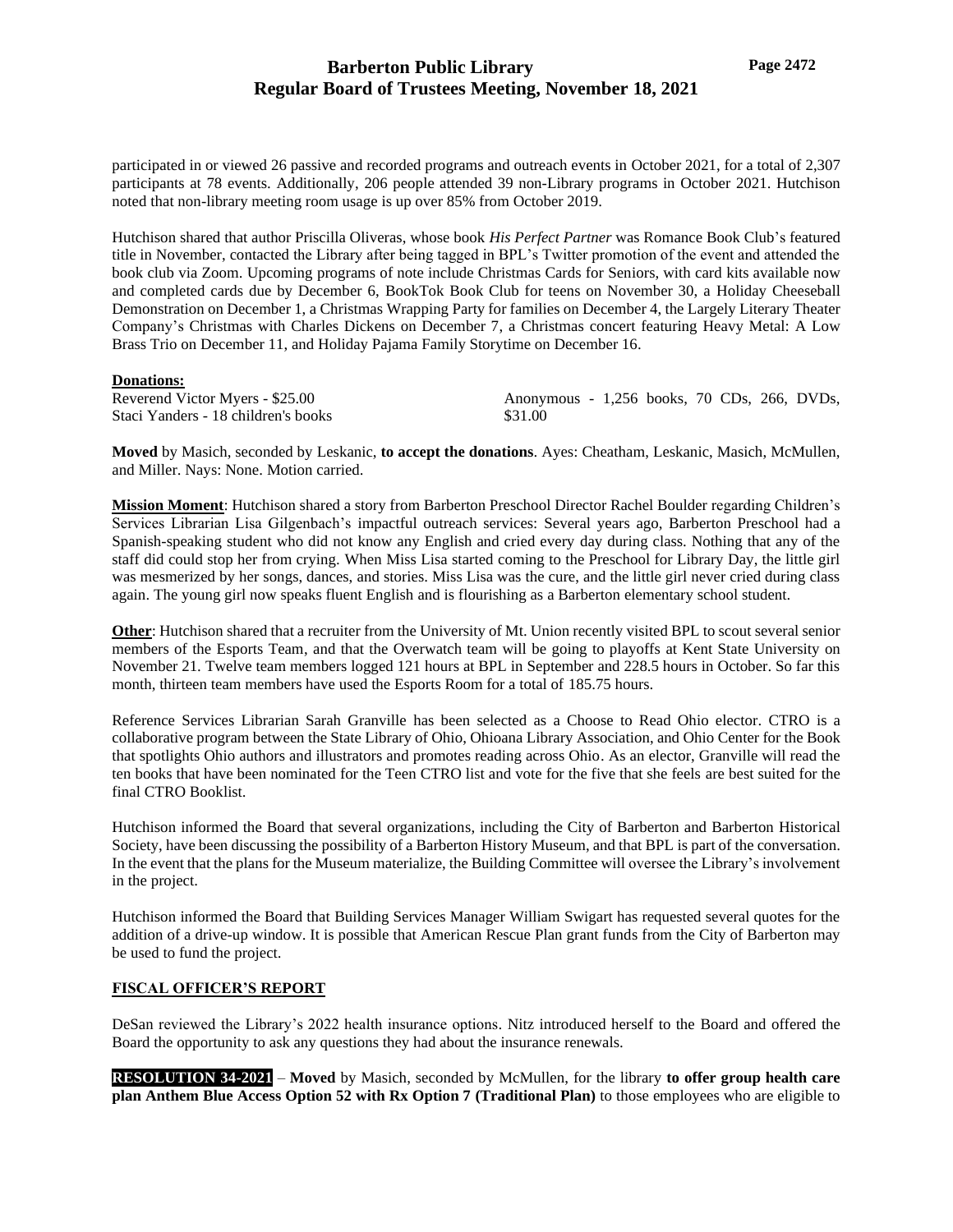participated in or viewed 26 passive and recorded programs and outreach events in October 2021, for a total of 2,307 participants at 78 events. Additionally, 206 people attended 39 non-Library programs in October 2021. Hutchison noted that non-library meeting room usage is up over 85% from October 2019.

Hutchison shared that author Priscilla Oliveras, whose book *His Perfect Partner* was Romance Book Club's featured title in November, contacted the Library after being tagged in BPL's Twitter promotion of the event and attended the book club via Zoom. Upcoming programs of note include Christmas Cards for Seniors, with card kits available now and completed cards due by December 6, BookTok Book Club for teens on November 30, a Holiday Cheeseball Demonstration on December 1, a Christmas Wrapping Party for families on December 4, the Largely Literary Theater Company's Christmas with Charles Dickens on December 7, a Christmas concert featuring Heavy Metal: A Low Brass Trio on December 11, and Holiday Pajama Family Storytime on December 16.

**Donations:**

Reverend Victor Myers - $25.00
Staci Yanders - 18 children's books
Anonymous - 1,256 books, 70 CDs, 266, DVDs, $31.00

**Moved** by Masich, seconded by Leskanic, **to accept the donations**. Ayes: Cheatham, Leskanic, Masich, McMullen, and Miller. Nays: None. Motion carried.

**Mission Moment**: Hutchison shared a story from Barberton Preschool Director Rachel Boulder regarding Children's Services Librarian Lisa Gilgenbach's impactful outreach services: Several years ago, Barberton Preschool had a Spanish-speaking student who did not know any English and cried every day during class. Nothing that any of the staff did could stop her from crying. When Miss Lisa started coming to the Preschool for Library Day, the little girl was mesmerized by her songs, dances, and stories. Miss Lisa was the cure, and the little girl never cried during class again. The young girl now speaks fluent English and is flourishing as a Barberton elementary school student.

**Other**: Hutchison shared that a recruiter from the University of Mt. Union recently visited BPL to scout several senior members of the Esports Team, and that the Overwatch team will be going to playoffs at Kent State University on November 21. Twelve team members logged 121 hours at BPL in September and 228.5 hours in October. So far this month, thirteen team members have used the Esports Room for a total of 185.75 hours.

Reference Services Librarian Sarah Granville has been selected as a Choose to Read Ohio elector. CTRO is a collaborative program between the State Library of Ohio, Ohioana Library Association, and Ohio Center for the Book that spotlights Ohio authors and illustrators and promotes reading across Ohio. As an elector, Granville will read the ten books that have been nominated for the Teen CTRO list and vote for the five that she feels are best suited for the final CTRO Booklist.

Hutchison informed the Board that several organizations, including the City of Barberton and Barberton Historical Society, have been discussing the possibility of a Barberton History Museum, and that BPL is part of the conversation. In the event that the plans for the Museum materialize, the Building Committee will oversee the Library's involvement in the project.

Hutchison informed the Board that Building Services Manager William Swigart has requested several quotes for the addition of a drive-up window. It is possible that American Rescue Plan grant funds from the City of Barberton may be used to fund the project.

## FISCAL OFFICER'S REPORT

DeSan reviewed the Library's 2022 health insurance options. Nitz introduced herself to the Board and offered the Board the opportunity to ask any questions they had about the insurance renewals.

**RESOLUTION 34-2021** – **Moved** by Masich, seconded by McMullen, for the library **to offer group health care plan Anthem Blue Access Option 52 with Rx Option 7 (Traditional Plan)** to those employees who are eligible to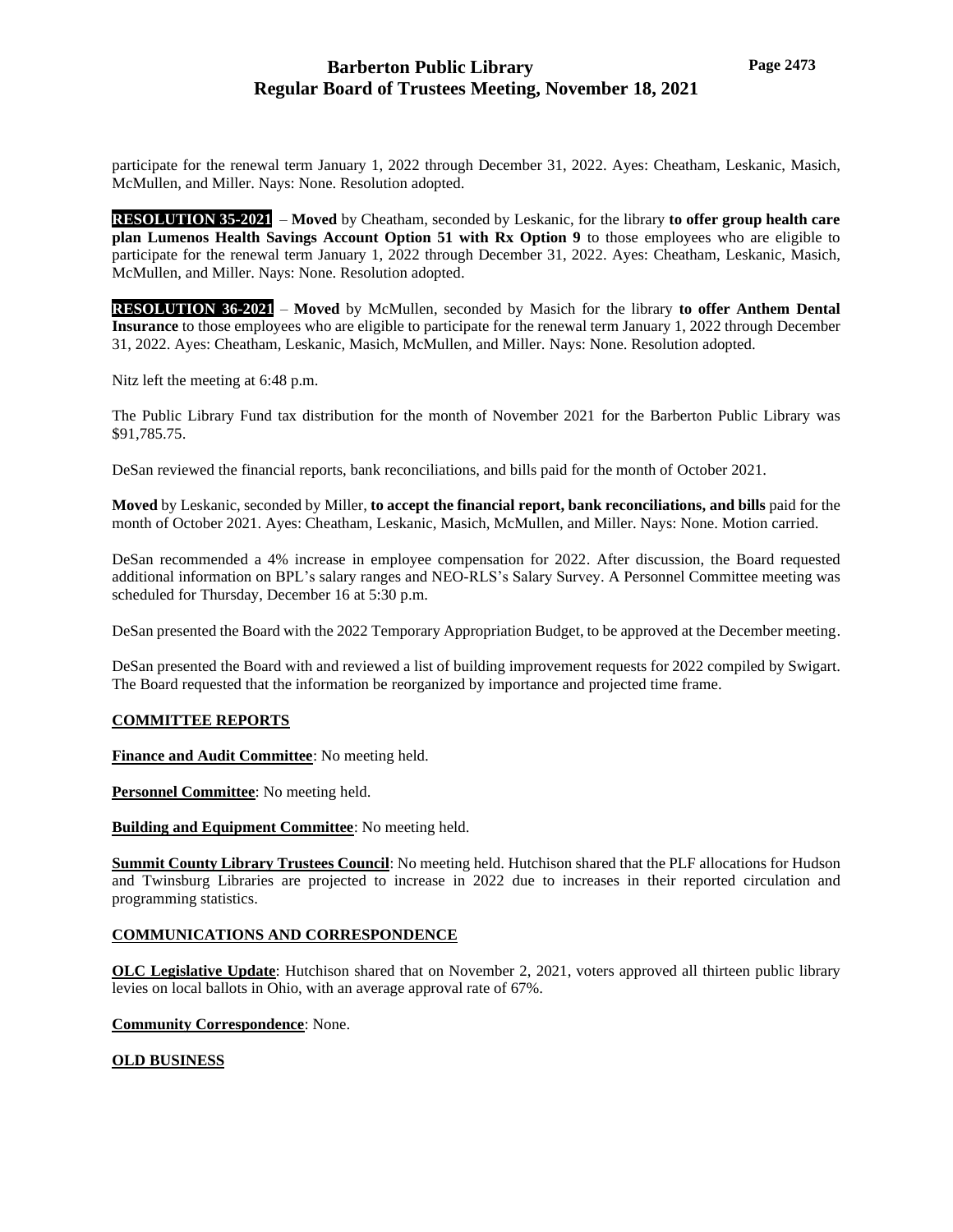participate for the renewal term January 1, 2022 through December 31, 2022. Ayes: Cheatham, Leskanic, Masich, McMullen, and Miller. Nays: None. Resolution adopted.

**RESOLUTION 35-2021** – **Moved** by Cheatham, seconded by Leskanic, for the library **to offer group health care plan Lumenos Health Savings Account Option 51 with Rx Option 9** to those employees who are eligible to participate for the renewal term January 1, 2022 through December 31, 2022. Ayes: Cheatham, Leskanic, Masich, McMullen, and Miller. Nays: None. Resolution adopted.

**RESOLUTION 36-2021** – **Moved** by McMullen, seconded by Masich for the library **to offer Anthem Dental Insurance** to those employees who are eligible to participate for the renewal term January 1, 2022 through December 31, 2022. Ayes: Cheatham, Leskanic, Masich, McMullen, and Miller. Nays: None. Resolution adopted.

Nitz left the meeting at 6:48 p.m.

The Public Library Fund tax distribution for the month of November 2021 for the Barberton Public Library was $91,785.75.

DeSan reviewed the financial reports, bank reconciliations, and bills paid for the month of October 2021.

**Moved** by Leskanic, seconded by Miller, **to accept the financial report, bank reconciliations, and bills** paid for the month of October 2021. Ayes: Cheatham, Leskanic, Masich, McMullen, and Miller. Nays: None. Motion carried.

DeSan recommended a 4% increase in employee compensation for 2022. After discussion, the Board requested additional information on BPL's salary ranges and NEO-RLS's Salary Survey. A Personnel Committee meeting was scheduled for Thursday, December 16 at 5:30 p.m.

DeSan presented the Board with the 2022 Temporary Appropriation Budget, to be approved at the December meeting.

DeSan presented the Board with and reviewed a list of building improvement requests for 2022 compiled by Swigart. The Board requested that the information be reorganized by importance and projected time frame.

## COMMITTEE REPORTS

**Finance and Audit Committee**: No meeting held.

**Personnel Committee**: No meeting held.

**Building and Equipment Committee**: No meeting held.

**Summit County Library Trustees Council**: No meeting held. Hutchison shared that the PLF allocations for Hudson and Twinsburg Libraries are projected to increase in 2022 due to increases in their reported circulation and programming statistics.

## COMMUNICATIONS AND CORRESPONDENCE

**OLC Legislative Update**: Hutchison shared that on November 2, 2021, voters approved all thirteen public library levies on local ballots in Ohio, with an average approval rate of 67%.

**Community Correspondence**: None.

## OLD BUSINESS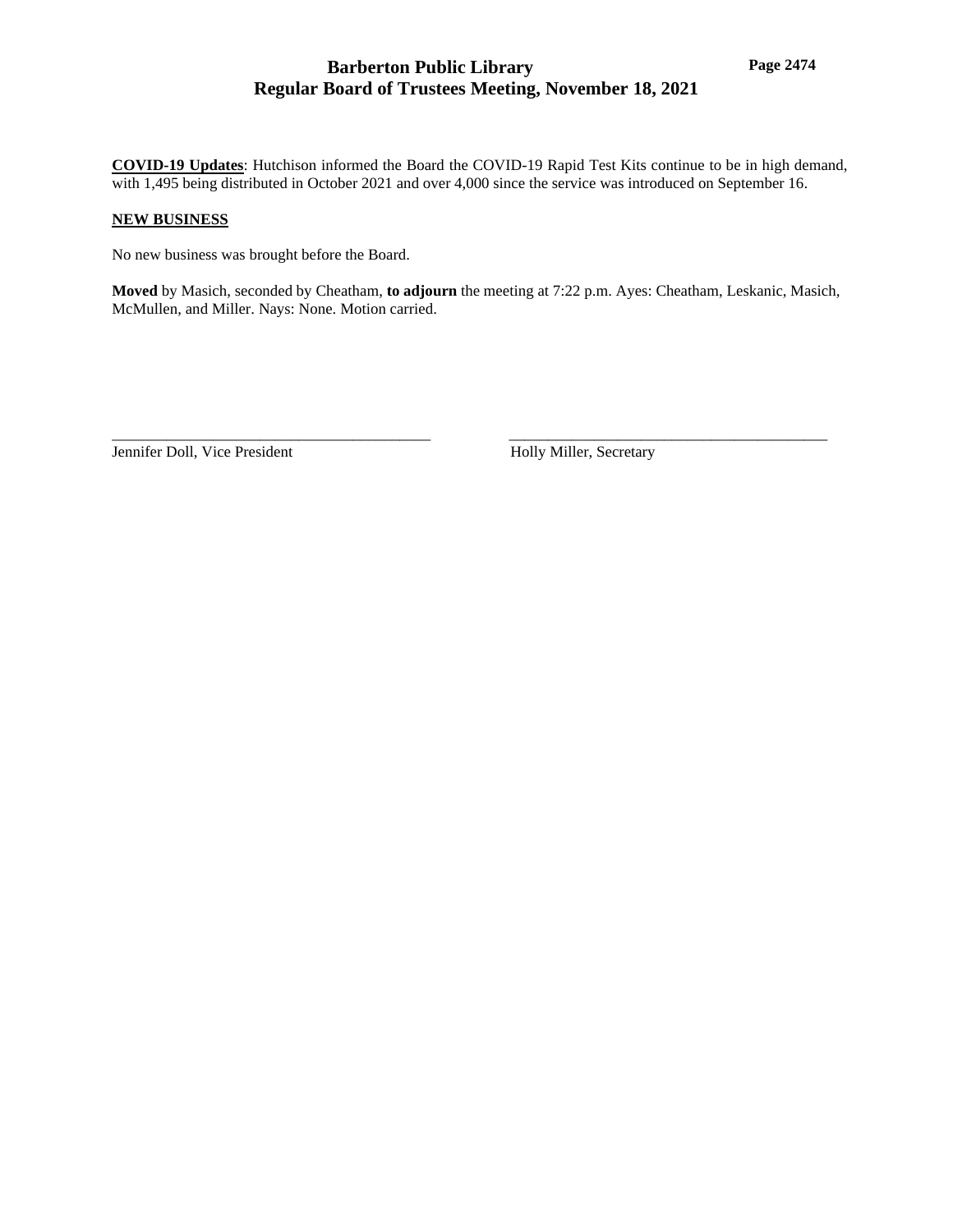**COVID-19 Updates**: Hutchison informed the Board the COVID-19 Rapid Test Kits continue to be in high demand, with 1,495 being distributed in October 2021 and over 4,000 since the service was introduced on September 16.

**NEW BUSINESS**

No new business was brought before the Board.

**Moved** by Masich, seconded by Cheatham, **to adjourn** the meeting at 7:22 p.m. Ayes: Cheatham, Leskanic, Masich, McMullen, and Miller. Nays: None. Motion carried.

| | |
|---|---|
| ________________________________ | ________________________________ |
| Jennifer Doll, Vice President | Holly Miller, Secretary |